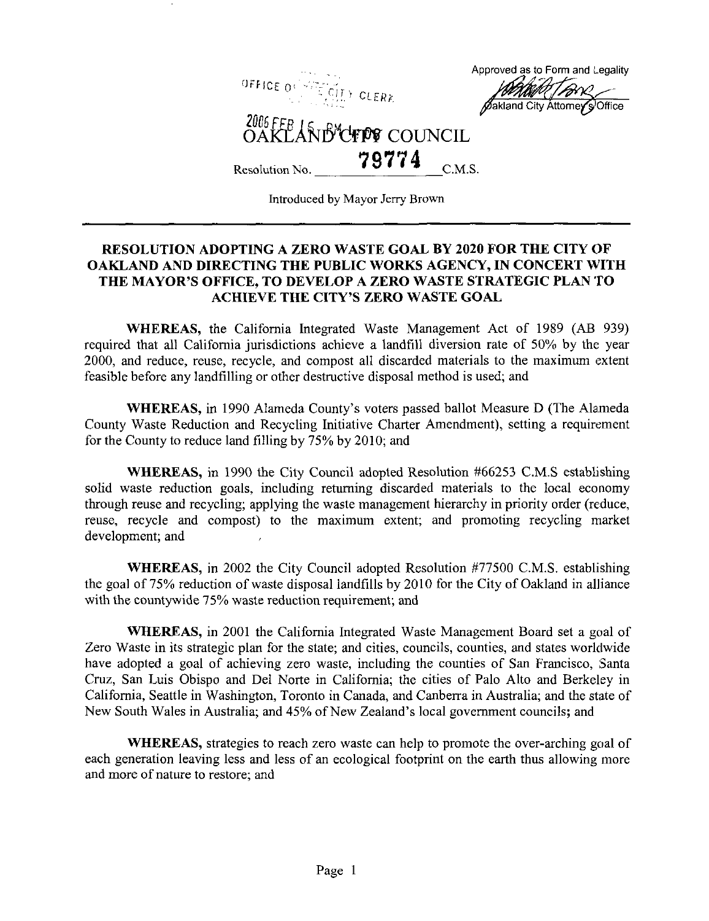OFFICE OF THE CITY CLERK

Approved as to Form and Legality

Oakland City Attorney's Office

2006 FEB 16 PM

# OAKLAND CITY COUNCIL

Resolution No. 79774 C.M.S.

Introduced by Mayor Jerry Brown

## RESOLUTION ADOPTING A ZERO WASTE GOAL BY 2020 FOR THE CITY OF OAKLAND AND DIRECTING THE PUBLIC WORKS AGENCY, IN CONCERT WITH THE MAYOR'S OFFICE, TO DEVELOP A ZERO WASTE STRATEGIC PLAN TO ACHIEVE THE CITY'S ZERO WASTE GOAL

**WHEREAS,** the California Integrated Waste Management Act of 1989 (AB 939) required that all California jurisdictions achieve a landfill diversion rate of 50% by the year 2000, and reduce, reuse, recycle, and compost all discarded materials to the maximum extent feasible before any landfilling or other destructive disposal method is used; and

**WHEREAS,** in 1990 Alameda County's voters passed ballot Measure D (The Alameda County Waste Reduction and Recycling Initiative Charter Amendment), setting a requirement for the County to reduce land filling by 75% by 2010; and

**WHEREAS,** in 1990 the City Council adopted Resolution #66253 C.M.S establishing solid waste reduction goals, including returning discarded materials to the local economy through reuse and recycling; applying the waste management hierarchy in priority order (reduce, reuse, recycle and compost) to the maximum extent; and promoting recycling market development; and

**WHEREAS,** in 2002 the City Council adopted Resolution #77500 C.M.S. establishing the goal of 75% reduction of waste disposal landfills by 2010 for the City of Oakland in alliance with the countywide 75% waste reduction requirement; and

**WHEREAS,** in 2001 the California Integrated Waste Management Board set a goal of Zero Waste in its strategic plan for the state; and cities, councils, counties, and states worldwide have adopted a goal of achieving zero waste, including the counties of San Francisco, Santa Cruz, San Luis Obispo and Del Norte in California; the cities of Palo Alto and Berkeley in California, Seattle in Washington, Toronto in Canada, and Canberra in Australia; and the state of New South Wales in Australia; and 45% of New Zealand's local government councils; and

**WHEREAS,** strategies to reach zero waste can help to promote the over-arching goal of each generation leaving less and less of an ecological footprint on the earth thus allowing more and more of nature to restore; and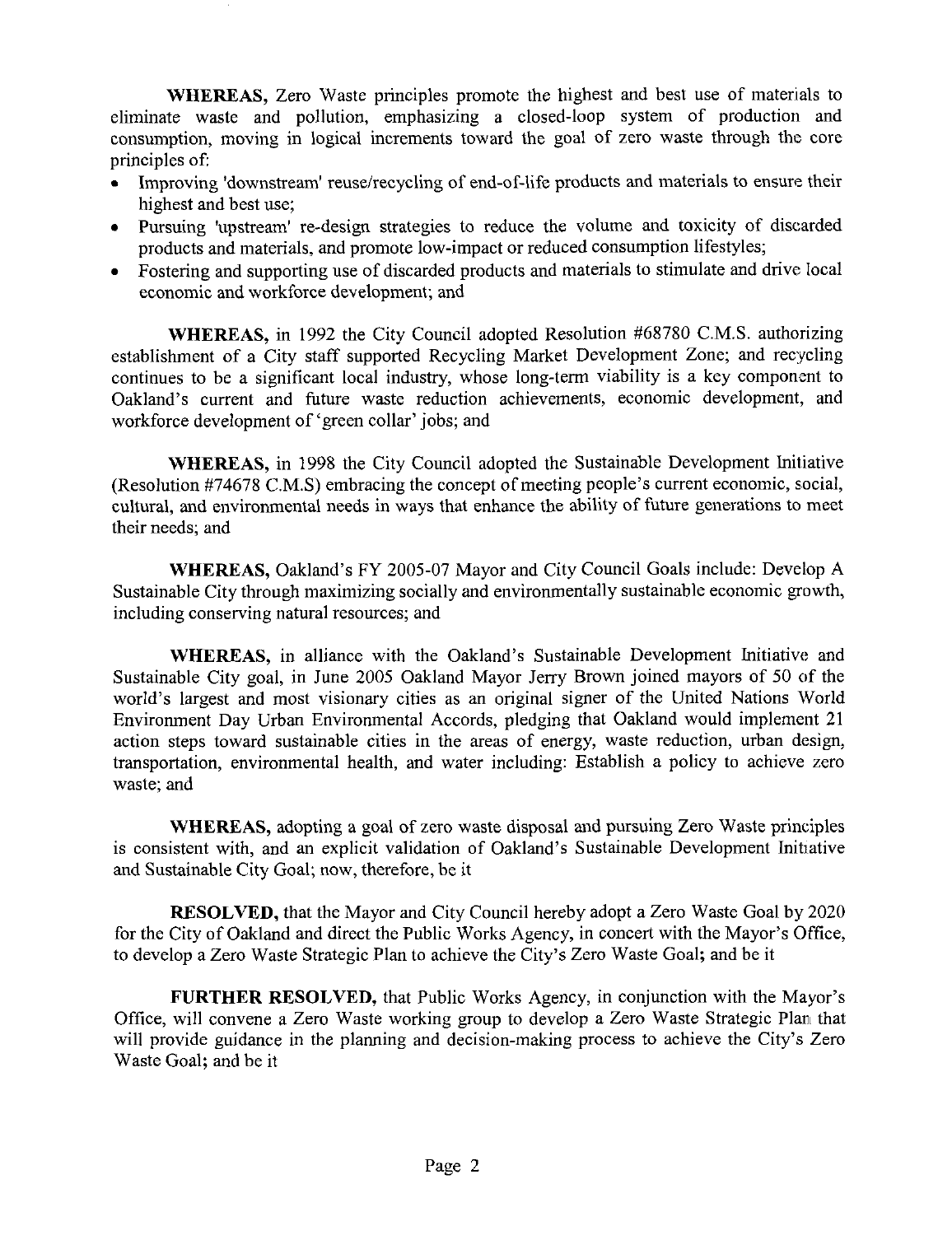**WHEREAS,** Zero Waste principles promote the highest and best use of materials to eliminate waste and pollution, emphasizing a closed-loop system of production and consumption, moving in logical increments toward the goal of zero waste through the core principles of:

- Improving 'downstream' reuse/recycling of end-of-life products and materials to ensure their highest and best use;
- Pursuing 'upstream' re-design strategies to reduce the volume and toxicity of discarded products and materials, and promote low-impact or reduced consumption lifestyles;
- Fostering and supporting use of discarded products and materials to stimulate and drive local economic and workforce development; and

**WHEREAS,** in 1992 the City Council adopted Resolution #68780 C.M.S. authorizing establishment of a City staff supported Recycling Market Development Zone; and recycling continues to be a significant local industry, whose long-term viability is a key component to Oakland's current and future waste reduction achievements, economic development, and workforce development of 'green collar' jobs; and

**WHEREAS,** in 1998 the City Council adopted the Sustainable Development Initiative (Resolution #74678 C.M.S) embracing the concept of meeting people's current economic, social, cultural, and environmental needs in ways that enhance the ability of future generations to meet their needs; and

**WHEREAS,** Oakland's FY 2005-07 Mayor and City Council Goals include: Develop A Sustainable City through maximizing socially and environmentally sustainable economic growth, including conserving natural resources; and

**WHEREAS,** in alliance with the Oakland's Sustainable Development Initiative and Sustainable City goal, in June 2005 Oakland Mayor Jerry Brown joined mayors of 50 of the world's largest and most visionary cities as an original signer of the United Nations World Environment Day Urban Environmental Accords, pledging that Oakland would implement 21 action steps toward sustainable cities in the areas of energy, waste reduction, urban design, transportation, environmental health, and water including: Establish a policy to achieve zero waste; and

**WHEREAS,** adopting a goal of zero waste disposal and pursuing Zero Waste principles is consistent with, and an explicit validation of Oakland's Sustainable Development Initiative and Sustainable City Goal; now, therefore, be it

**RESOLVED,** that the Mayor and City Council hereby adopt a Zero Waste Goal by 2020 for the City of Oakland and direct the Public Works Agency, in concert with the Mayor's Office, to develop a Zero Waste Strategic Plan to achieve the City's Zero Waste Goal; and be it

**FURTHER RESOLVED,** that Public Works Agency, in conjunction with the Mayor's Office, will convene a Zero Waste working group to develop a Zero Waste Strategic Plan that will provide guidance in the planning and decision-making process to achieve the City's Zero Waste Goal; and be it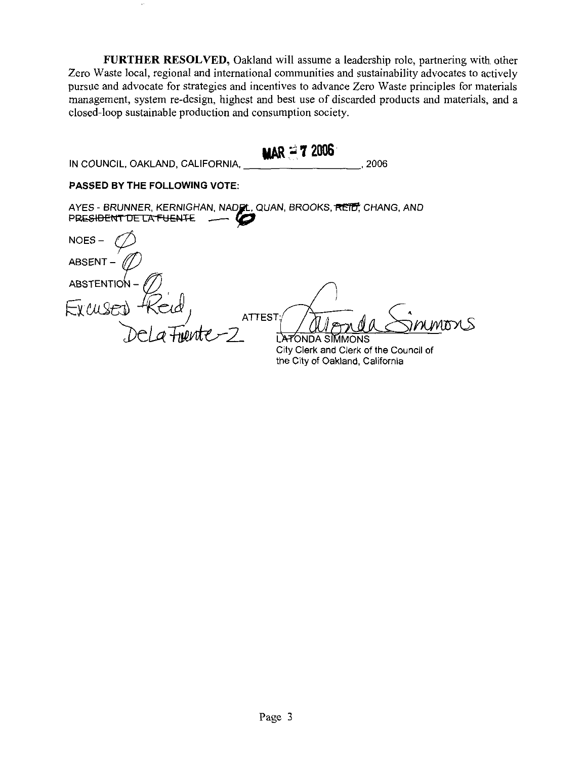**FURTHER RESOLVED,** Oakland will assume a leadership role, partnering with other Zero Waste local, regional and international communities and sustainability advocates to actively pursue and advocate for strategies and incentives to advance Zero Waste principles for materials management, system re-design, highest and best use of discarded products and materials, and a closed-loop sustainable production and consumption society.

IN COUNCIL, OAKLAND, CALIFORNIA, MAR 7 2006, 2006

**PASSED BY THE FOLLOWING VOTE:**

AYES - BRUNNER, KERNIGHAN, NADEL, QUAN, BROOKS, ~~REID~~, CHANG, AND ~~PRESIDENT DE LA FUENTE~~ — 6

NOES – Ø

ABSENT – Ø

ABSTENTION – Ø

Excused - Reid, DeLaFuente - 2

ATTEST: LaTonda Simmons

LATONDA SIMMONS
City Clerk and Clerk of the Council of the City of Oakland, California